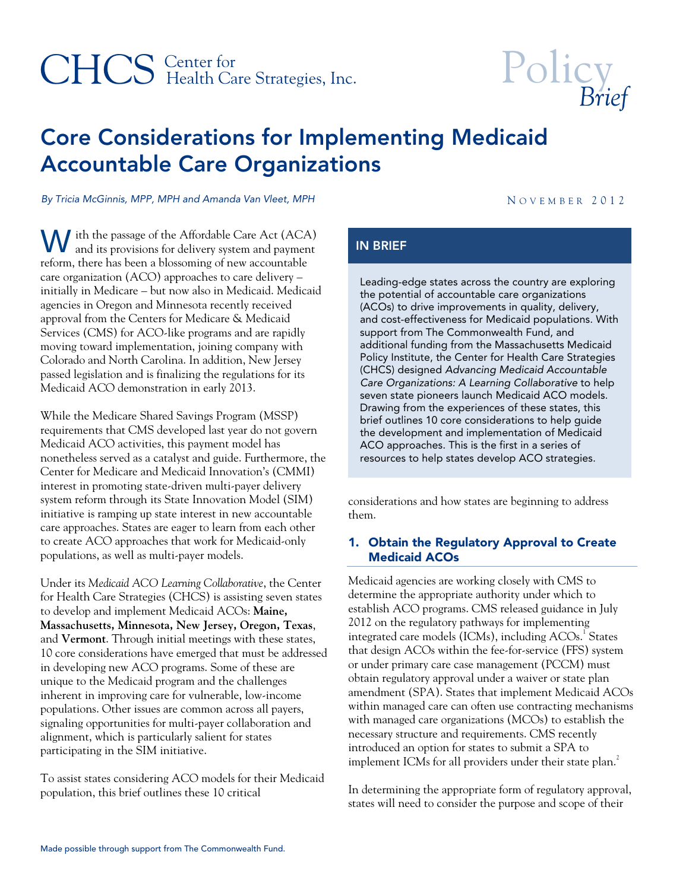# Core Considerations for Implementing Medicaid Accountable Care Organizations

*By Tricia McGinnis, MPP, MPH and Amanda Van Vleet, MPH*

NOVEMBER 2012

## IN BRIEF

Leading-edge states across the country are exploring the potential of accountable care organizations (ACOs) to drive improvements in quality, delivery, and cost-effectiveness for Medicaid populations. With support from The Commonwealth Fund, and additional funding from the Massachusetts Medicaid Policy Institute, the Center for Health Care Strategies (CHCS) designed *Advancing Medicaid Accountable Care Organizations: A Learning Collaborative* to help seven state pioneers launch Medicaid ACO models. Drawing from the experiences of these states, this brief outlines 10 core considerations to help guide the development and implementation of Medicaid ACO approaches. This is the first in a series of resources to help states develop ACO strategies.

With the passage of the Affordable Care Act (ACA) and its provisions for delivery system and payment reform, there has been a blossoming of new accountable care organization (ACO) approaches to care delivery – initially in Medicare – but now also in Medicaid. Medicaid agencies in Oregon and Minnesota recently received approval from the Centers for Medicare & Medicaid Services (CMS) for ACO-like programs and are rapidly moving toward implementation, joining company with Colorado and North Carolina. In addition, New Jersey passed legislation and is finalizing the regulations for its Medicaid ACO demonstration in early 2013.

While the Medicare Shared Savings Program (MSSP) requirements that CMS developed last year do not govern Medicaid ACO activities, this payment model has nonetheless served as a catalyst and guide. Furthermore, the Center for Medicare and Medicaid Innovation's (CMMI) interest in promoting state-driven multi-payer delivery system reform through its State Innovation Model (SIM) initiative is ramping up state interest in new accountable care approaches. States are eager to learn from each other to create ACO approaches that work for Medicaid-only populations, as well as multi-payer models.

Under its *Medicaid ACO Learning Collaborative*, the Center for Health Care Strategies (CHCS) is assisting seven states to develop and implement Medicaid ACOs: **Maine, Massachusetts, Minnesota, New Jersey, Oregon, Texas**, and **Vermont**. Through initial meetings with these states, 10 core considerations have emerged that must be addressed in developing new ACO programs. Some of these are unique to the Medicaid program and the challenges inherent in improving care for vulnerable, low-income populations. Other issues are common across all payers, signaling opportunities for multi-payer collaboration and alignment, which is particularly salient for states participating in the SIM initiative.

To assist states considering ACO models for their Medicaid population, this brief outlines these 10 critical considerations and how states are beginning to address them.

### 1. Obtain the Regulatory Approval to Create Medicaid ACOs

Medicaid agencies are working closely with CMS to determine the appropriate authority under which to establish ACO programs. CMS released guidance in July 2012 on the regulatory pathways for implementing integrated care models (ICMs), including ACOs.[1] States that design ACOs within the fee-for-service (FFS) system or under primary care case management (PCCM) must obtain regulatory approval under a waiver or state plan amendment (SPA). States that implement Medicaid ACOs within managed care can often use contracting mechanisms with managed care organizations (MCOs) to establish the necessary structure and requirements. CMS recently introduced an option for states to submit a SPA to implement ICMs for all providers under their state plan.[2]

In determining the appropriate form of regulatory approval, states will need to consider the purpose and scope of their

Made possible through support from The Commonwealth Fund.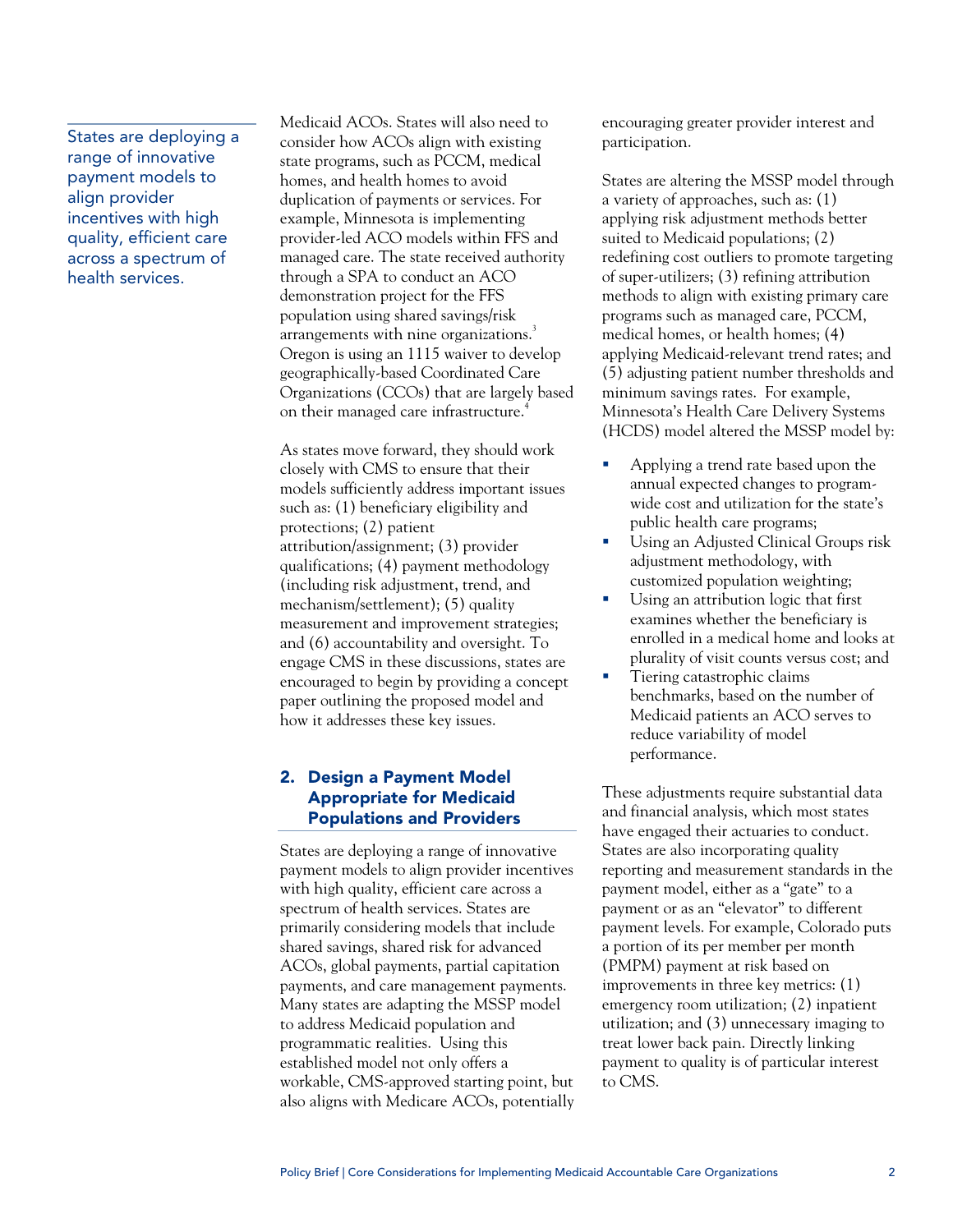Medicaid ACOs. States will also need to consider how ACOs align with existing state programs, such as PCCM, medical homes, and health homes to avoid duplication of payments or services. For example, Minnesota is implementing provider-led ACO models within FFS and managed care. The state received authority through a SPA to conduct an ACO demonstration project for the FFS population using shared savings/risk arrangements with nine organizations.[3] Oregon is using an 1115 waiver to develop geographically-based Coordinated Care Organizations (CCOs) that are largely based on their managed care infrastructure.[4]

As states move forward, they should work closely with CMS to ensure that their models sufficiently address important issues such as: (1) beneficiary eligibility and protections; (2) patient attribution/assignment; (3) provider qualifications; (4) payment methodology (including risk adjustment, trend, and mechanism/settlement); (5) quality measurement and improvement strategies; and (6) accountability and oversight. To engage CMS in these discussions, states are encouraged to begin by providing a concept paper outlining the proposed model and how it addresses these key issues.

## 2. Design a Payment Model Appropriate for Medicaid Populations and Providers

> States are deploying a range of innovative payment models to align provider incentives with high quality, efficient care across a spectrum of health services.

States are deploying a range of innovative payment models to align provider incentives with high quality, efficient care across a spectrum of health services. States are primarily considering models that include shared savings, shared risk for advanced ACOs, global payments, partial capitation payments, and care management payments. Many states are adapting the MSSP model to address Medicaid population and programmatic realities. Using this established model not only offers a workable, CMS-approved starting point, but also aligns with Medicare ACOs, potentially encouraging greater provider interest and participation.

States are altering the MSSP model through a variety of approaches, such as: (1) applying risk adjustment methods better suited to Medicaid populations; (2) redefining cost outliers to promote targeting of super-utilizers; (3) refining attribution methods to align with existing primary care programs such as managed care, PCCM, medical homes, or health homes; (4) applying Medicaid-relevant trend rates; and (5) adjusting patient number thresholds and minimum savings rates. For example, Minnesota's Health Care Delivery Systems (HCDS) model altered the MSSP model by:

- Applying a trend rate based upon the annual expected changes to program-wide cost and utilization for the state's public health care programs;
- Using an Adjusted Clinical Groups risk adjustment methodology, with customized population weighting;
- Using an attribution logic that first examines whether the beneficiary is enrolled in a medical home and looks at plurality of visit counts versus cost; and
- Tiering catastrophic claims benchmarks, based on the number of Medicaid patients an ACO serves to reduce variability of model performance.

These adjustments require substantial data and financial analysis, which most states have engaged their actuaries to conduct. States are also incorporating quality reporting and measurement standards in the payment model, either as a "gate" to a payment or as an "elevator" to different payment levels. For example, Colorado puts a portion of its per member per month (PMPM) payment at risk based on improvements in three key metrics: (1) emergency room utilization; (2) inpatient utilization; and (3) unnecessary imaging to treat lower back pain. Directly linking payment to quality is of particular interest to CMS.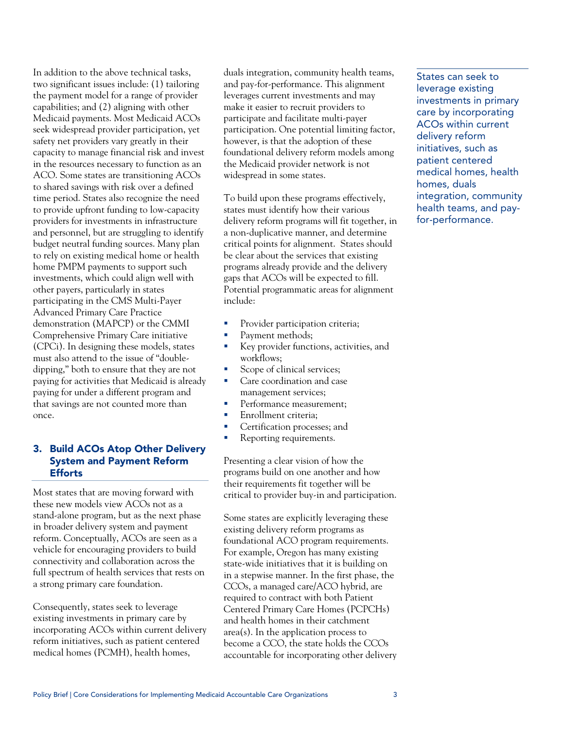In addition to the above technical tasks, two significant issues include: (1) tailoring the payment model for a range of provider capabilities; and (2) aligning with other Medicaid payments. Most Medicaid ACOs seek widespread provider participation, yet safety net providers vary greatly in their capacity to manage financial risk and invest in the resources necessary to function as an ACO. Some states are transitioning ACOs to shared savings with risk over a defined time period. States also recognize the need to provide upfront funding to low-capacity providers for investments in infrastructure and personnel, but are struggling to identify budget neutral funding sources. Many plan to rely on existing medical home or health home PMPM payments to support such investments, which could align well with other payers, particularly in states participating in the CMS Multi-Payer Advanced Primary Care Practice demonstration (MAPCP) or the CMMI Comprehensive Primary Care initiative (CPCi). In designing these models, states must also attend to the issue of "double-dipping," both to ensure that they are not paying for activities that Medicaid is already paying for under a different program and that savings are not counted more than once.

### 3. Build ACOs Atop Other Delivery System and Payment Reform Efforts

Most states that are moving forward with these new models view ACOs not as a stand-alone program, but as the next phase in broader delivery system and payment reform. Conceptually, ACOs are seen as a vehicle for encouraging providers to build connectivity and collaboration across the full spectrum of health services that rests on a strong primary care foundation.

Consequently, states seek to leverage existing investments in primary care by incorporating ACOs within current delivery reform initiatives, such as patient centered medical homes (PCMH), health homes, duals integration, community health teams, and pay-for-performance. This alignment leverages current investments and may make it easier to recruit providers to participate and facilitate multi-payer participation. One potential limiting factor, however, is that the adoption of these foundational delivery reform models among the Medicaid provider network is not widespread in some states.

To build upon these programs effectively, states must identify how their various delivery reform programs will fit together, in a non-duplicative manner, and determine critical points for alignment. States should be clear about the services that existing programs already provide and the delivery gaps that ACOs will be expected to fill. Potential programmatic areas for alignment include:

- Provider participation criteria;
- Payment methods;
- Key provider functions, activities, and workflows;
- Scope of clinical services;
- Care coordination and case management services;
- Performance measurement;
- Enrollment criteria;
- Certification processes; and
- Reporting requirements.

Presenting a clear vision of how the programs build on one another and how their requirements fit together will be critical to provider buy-in and participation.

Some states are explicitly leveraging these existing delivery reform programs as foundational ACO program requirements. For example, Oregon has many existing state-wide initiatives that it is building on in a stepwise manner. In the first phase, the CCOs, a managed care/ACO hybrid, are required to contract with both Patient Centered Primary Care Homes (PCPCHs) and health homes in their catchment area(s). In the application process to become a CCO, the state holds the CCOs accountable for incorporating other delivery

States can seek to leverage existing investments in primary care by incorporating ACOs within current delivery reform initiatives, such as patient centered medical homes, health homes, duals integration, community health teams, and pay-for-performance.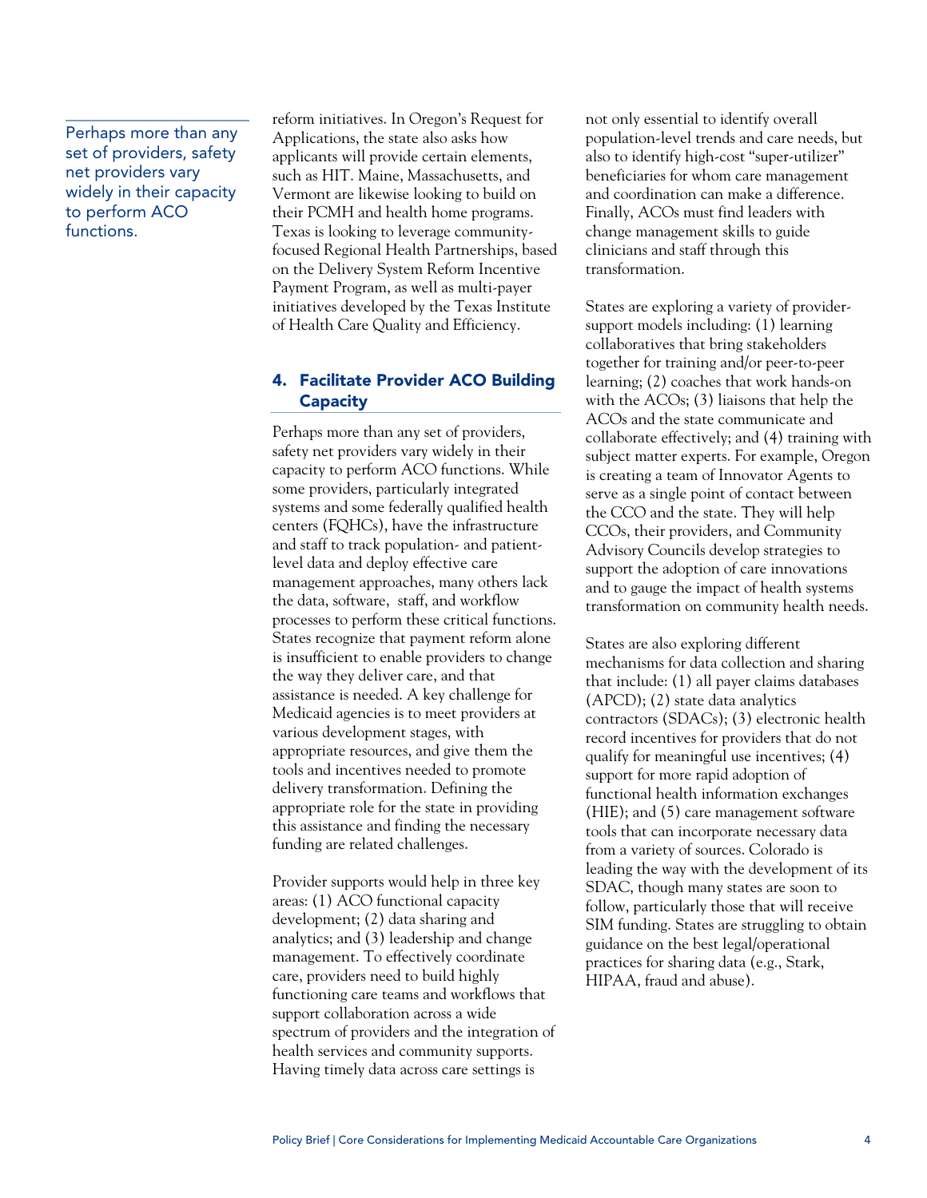reform initiatives. In Oregon's Request for Applications, the state also asks how applicants will provide certain elements, such as HIT. Maine, Massachusetts, and Vermont are likewise looking to build on their PCMH and health home programs. Texas is looking to leverage community-focused Regional Health Partnerships, based on the Delivery System Reform Incentive Payment Program, as well as multi-payer initiatives developed by the Texas Institute of Health Care Quality and Efficiency.

## 4. Facilitate Provider ACO Building Capacity

> Perhaps more than any set of providers, safety net providers vary widely in their capacity to perform ACO functions.

Perhaps more than any set of providers, safety net providers vary widely in their capacity to perform ACO functions. While some providers, particularly integrated systems and some federally qualified health centers (FQHCs), have the infrastructure and staff to track population- and patient-level data and deploy effective care management approaches, many others lack the data, software, staff, and workflow processes to perform these critical functions. States recognize that payment reform alone is insufficient to enable providers to change the way they deliver care, and that assistance is needed. A key challenge for Medicaid agencies is to meet providers at various development stages, with appropriate resources, and give them the tools and incentives needed to promote delivery transformation. Defining the appropriate role for the state in providing this assistance and finding the necessary funding are related challenges.

Provider supports would help in three key areas: (1) ACO functional capacity development; (2) data sharing and analytics; and (3) leadership and change management. To effectively coordinate care, providers need to build highly functioning care teams and workflows that support collaboration across a wide spectrum of providers and the integration of health services and community supports. Having timely data across care settings is not only essential to identify overall population-level trends and care needs, but also to identify high-cost "super-utilizer" beneficiaries for whom care management and coordination can make a difference. Finally, ACOs must find leaders with change management skills to guide clinicians and staff through this transformation.

States are exploring a variety of provider-support models including: (1) learning collaboratives that bring stakeholders together for training and/or peer-to-peer learning; (2) coaches that work hands-on with the ACOs; (3) liaisons that help the ACOs and the state communicate and collaborate effectively; and (4) training with subject matter experts. For example, Oregon is creating a team of Innovator Agents to serve as a single point of contact between the CCO and the state. They will help CCOs, their providers, and Community Advisory Councils develop strategies to support the adoption of care innovations and to gauge the impact of health systems transformation on community health needs.

States are also exploring different mechanisms for data collection and sharing that include: (1) all payer claims databases (APCD); (2) state data analytics contractors (SDACs); (3) electronic health record incentives for providers that do not qualify for meaningful use incentives; (4) support for more rapid adoption of functional health information exchanges (HIE); and (5) care management software tools that can incorporate necessary data from a variety of sources. Colorado is leading the way with the development of its SDAC, though many states are soon to follow, particularly those that will receive SIM funding. States are struggling to obtain guidance on the best legal/operational practices for sharing data (e.g., Stark, HIPAA, fraud and abuse).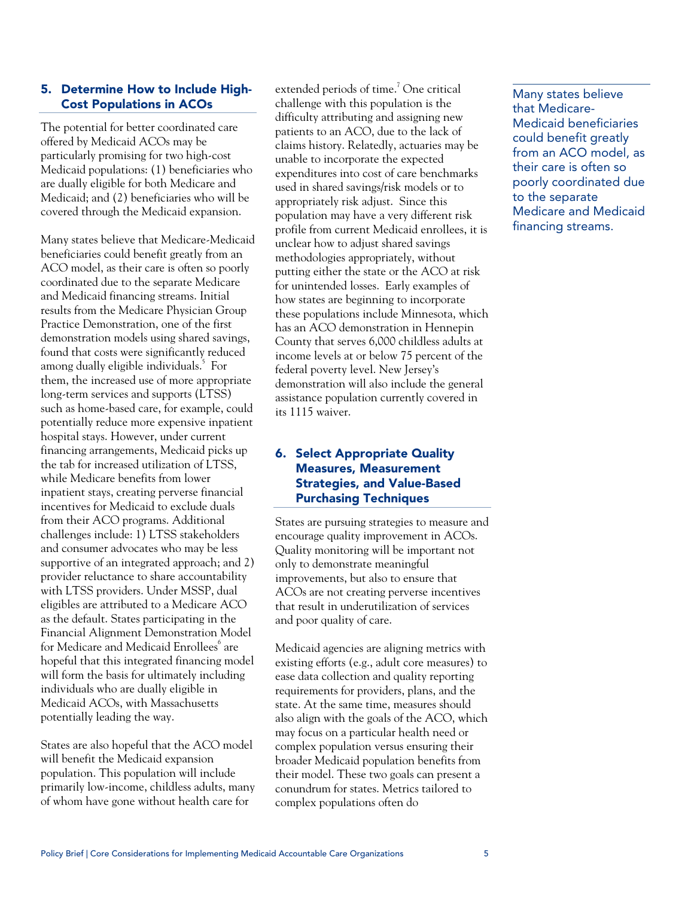## 5. Determine How to Include High-Cost Populations in ACOs

The potential for better coordinated care offered by Medicaid ACOs may be particularly promising for two high-cost Medicaid populations: (1) beneficiaries who are dually eligible for both Medicare and Medicaid; and (2) beneficiaries who will be covered through the Medicaid expansion.

Many states believe that Medicare-Medicaid beneficiaries could benefit greatly from an ACO model, as their care is often so poorly coordinated due to the separate Medicare and Medicaid financing streams. Initial results from the Medicare Physician Group Practice Demonstration, one of the first demonstration models using shared savings, found that costs were significantly reduced among dually eligible individuals.[5] For them, the increased use of more appropriate long-term services and supports (LTSS) such as home-based care, for example, could potentially reduce more expensive inpatient hospital stays. However, under current financing arrangements, Medicaid picks up the tab for increased utilization of LTSS, while Medicare benefits from lower inpatient stays, creating perverse financial incentives for Medicaid to exclude duals from their ACO programs. Additional challenges include: 1) LTSS stakeholders and consumer advocates who may be less supportive of an integrated approach; and 2) provider reluctance to share accountability with LTSS providers. Under MSSP, dual eligibles are attributed to a Medicare ACO as the default. States participating in the Financial Alignment Demonstration Model for Medicare and Medicaid Enrollees[6] are hopeful that this integrated financing model will form the basis for ultimately including individuals who are dually eligible in Medicaid ACOs, with Massachusetts potentially leading the way.

> Many states believe that Medicare-Medicaid beneficiaries could benefit greatly from an ACO model, as their care is often so poorly coordinated due to the separate Medicare and Medicaid financing streams.

States are also hopeful that the ACO model will benefit the Medicaid expansion population. This population will include primarily low-income, childless adults, many of whom have gone without health care for extended periods of time.[7] One critical challenge with this population is the difficulty attributing and assigning new patients to an ACO, due to the lack of claims history. Relatedly, actuaries may be unable to incorporate the expected expenditures into cost of care benchmarks used in shared savings/risk models or to appropriately risk adjust. Since this population may have a very different risk profile from current Medicaid enrollees, it is unclear how to adjust shared savings methodologies appropriately, without putting either the state or the ACO at risk for unintended losses. Early examples of how states are beginning to incorporate these populations include Minnesota, which has an ACO demonstration in Hennepin County that serves 6,000 childless adults at income levels at or below 75 percent of the federal poverty level. New Jersey's demonstration will also include the general assistance population currently covered in its 1115 waiver.

## 6. Select Appropriate Quality Measures, Measurement Strategies, and Value-Based Purchasing Techniques

States are pursuing strategies to measure and encourage quality improvement in ACOs. Quality monitoring will be important not only to demonstrate meaningful improvements, but also to ensure that ACOs are not creating perverse incentives that result in underutilization of services and poor quality of care.

Medicaid agencies are aligning metrics with existing efforts (e.g., adult core measures) to ease data collection and quality reporting requirements for providers, plans, and the state. At the same time, measures should also align with the goals of the ACO, which may focus on a particular health need or complex population versus ensuring their broader Medicaid population benefits from their model. These two goals can present a conundrum for states. Metrics tailored to complex populations often do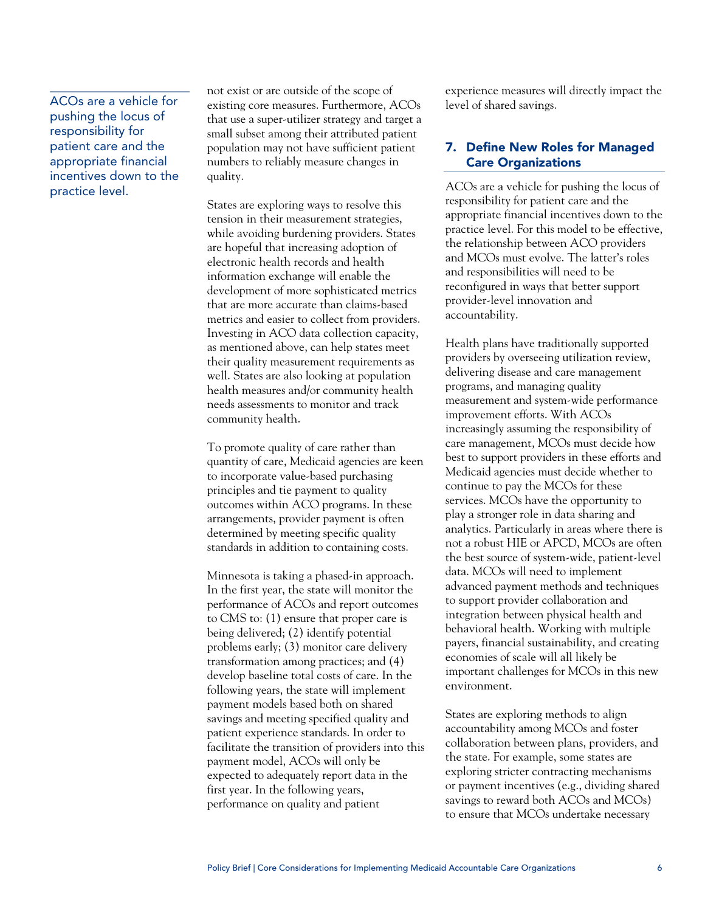> ACOs are a vehicle for pushing the locus of responsibility for patient care and the appropriate financial incentives down to the practice level.

not exist or are outside of the scope of existing core measures. Furthermore, ACOs that use a super-utilizer strategy and target a small subset among their attributed patient population may not have sufficient patient numbers to reliably measure changes in quality.

States are exploring ways to resolve this tension in their measurement strategies, while avoiding burdening providers. States are hopeful that increasing adoption of electronic health records and health information exchange will enable the development of more sophisticated metrics that are more accurate than claims-based metrics and easier to collect from providers. Investing in ACO data collection capacity, as mentioned above, can help states meet their quality measurement requirements as well. States are also looking at population health measures and/or community health needs assessments to monitor and track community health.

To promote quality of care rather than quantity of care, Medicaid agencies are keen to incorporate value-based purchasing principles and tie payment to quality outcomes within ACO programs. In these arrangements, provider payment is often determined by meeting specific quality standards in addition to containing costs.

Minnesota is taking a phased-in approach. In the first year, the state will monitor the performance of ACOs and report outcomes to CMS to: (1) ensure that proper care is being delivered; (2) identify potential problems early; (3) monitor care delivery transformation among practices; and (4) develop baseline total costs of care. In the following years, the state will implement payment models based both on shared savings and meeting specified quality and patient experience standards. In order to facilitate the transition of providers into this payment model, ACOs will only be expected to adequately report data in the first year. In the following years, performance on quality and patient experience measures will directly impact the level of shared savings.

## 7. Define New Roles for Managed Care Organizations

ACOs are a vehicle for pushing the locus of responsibility for patient care and the appropriate financial incentives down to the practice level. For this model to be effective, the relationship between ACO providers and MCOs must evolve. The latter's roles and responsibilities will need to be reconfigured in ways that better support provider-level innovation and accountability.

Health plans have traditionally supported providers by overseeing utilization review, delivering disease and care management programs, and managing quality measurement and system-wide performance improvement efforts. With ACOs increasingly assuming the responsibility of care management, MCOs must decide how best to support providers in these efforts and Medicaid agencies must decide whether to continue to pay the MCOs for these services. MCOs have the opportunity to play a stronger role in data sharing and analytics. Particularly in areas where there is not a robust HIE or APCD, MCOs are often the best source of system-wide, patient-level data. MCOs will need to implement advanced payment methods and techniques to support provider collaboration and integration between physical health and behavioral health. Working with multiple payers, financial sustainability, and creating economies of scale will all likely be important challenges for MCOs in this new environment.

States are exploring methods to align accountability among MCOs and foster collaboration between plans, providers, and the state. For example, some states are exploring stricter contracting mechanisms or payment incentives (e.g., dividing shared savings to reward both ACOs and MCOs) to ensure that MCOs undertake necessary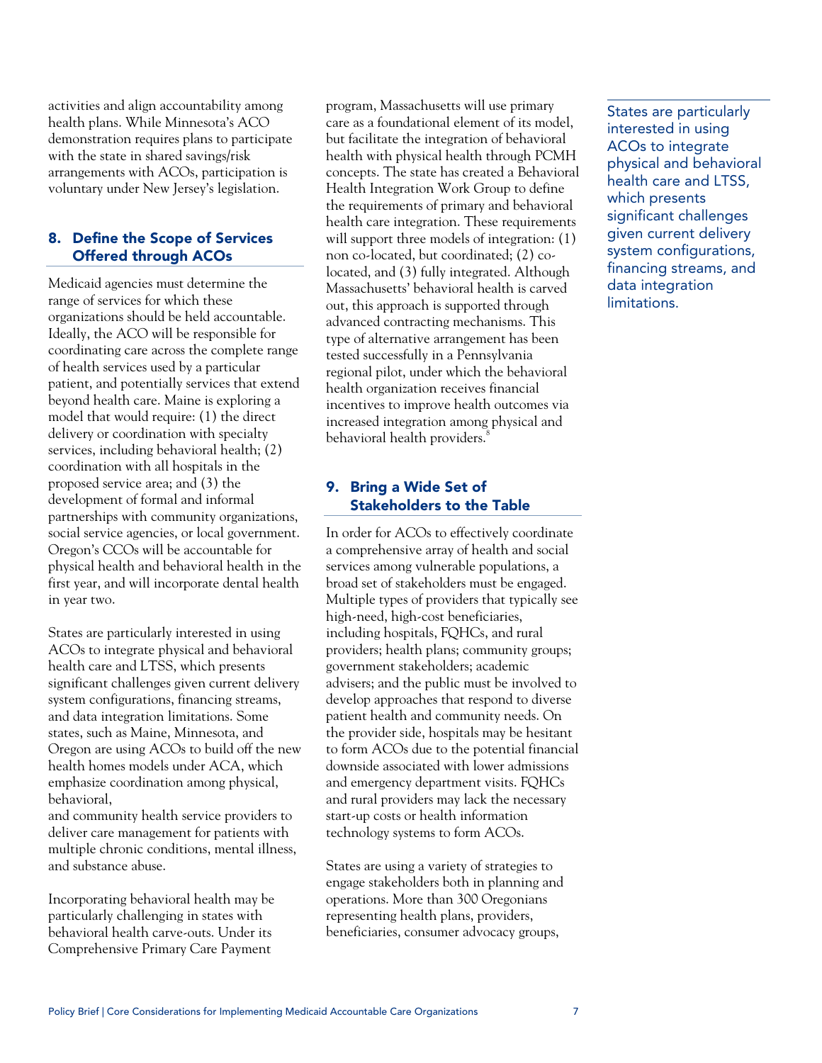activities and align accountability among health plans. While Minnesota's ACO demonstration requires plans to participate with the state in shared savings/risk arrangements with ACOs, participation is voluntary under New Jersey's legislation.

## 8. Define the Scope of Services Offered through ACOs

Medicaid agencies must determine the range of services for which these organizations should be held accountable. Ideally, the ACO will be responsible for coordinating care across the complete range of health services used by a particular patient, and potentially services that extend beyond health care. Maine is exploring a model that would require: (1) the direct delivery or coordination with specialty services, including behavioral health; (2) coordination with all hospitals in the proposed service area; and (3) the development of formal and informal partnerships with community organizations, social service agencies, or local government. Oregon's CCOs will be accountable for physical health and behavioral health in the first year, and will incorporate dental health in year two.

States are particularly interested in using ACOs to integrate physical and behavioral health care and LTSS, which presents significant challenges given current delivery system configurations, financing streams, and data integration limitations. Some states, such as Maine, Minnesota, and Oregon are using ACOs to build off the new health homes models under ACA, which emphasize coordination among physical, behavioral, and community health service providers to deliver care management for patients with multiple chronic conditions, mental illness, and substance abuse.

Incorporating behavioral health may be particularly challenging in states with behavioral health carve-outs. Under its Comprehensive Primary Care Payment program, Massachusetts will use primary care as a foundational element of its model, but facilitate the integration of behavioral health with physical health through PCMH concepts. The state has created a Behavioral Health Integration Work Group to define the requirements of primary and behavioral health care integration. These requirements will support three models of integration: (1) non co-located, but coordinated; (2) co-located, and (3) fully integrated. Although Massachusetts' behavioral health is carved out, this approach is supported through advanced contracting mechanisms. This type of alternative arrangement has been tested successfully in a Pennsylvania regional pilot, under which the behavioral health organization receives financial incentives to improve health outcomes via increased integration among physical and behavioral health providers.[8]

## 9. Bring a Wide Set of Stakeholders to the Table

In order for ACOs to effectively coordinate a comprehensive array of health and social services among vulnerable populations, a broad set of stakeholders must be engaged. Multiple types of providers that typically see high-need, high-cost beneficiaries, including hospitals, FQHCs, and rural providers; health plans; community groups; government stakeholders; academic advisers; and the public must be involved to develop approaches that respond to diverse patient health and community needs. On the provider side, hospitals may be hesitant to form ACOs due to the potential financial downside associated with lower admissions and emergency department visits. FQHCs and rural providers may lack the necessary start-up costs or health information technology systems to form ACOs.

States are using a variety of strategies to engage stakeholders both in planning and operations. More than 300 Oregonians representing health plans, providers, beneficiaries, consumer advocacy groups,

> States are particularly interested in using ACOs to integrate physical and behavioral health care and LTSS, which presents significant challenges given current delivery system configurations, financing streams, and data integration limitations.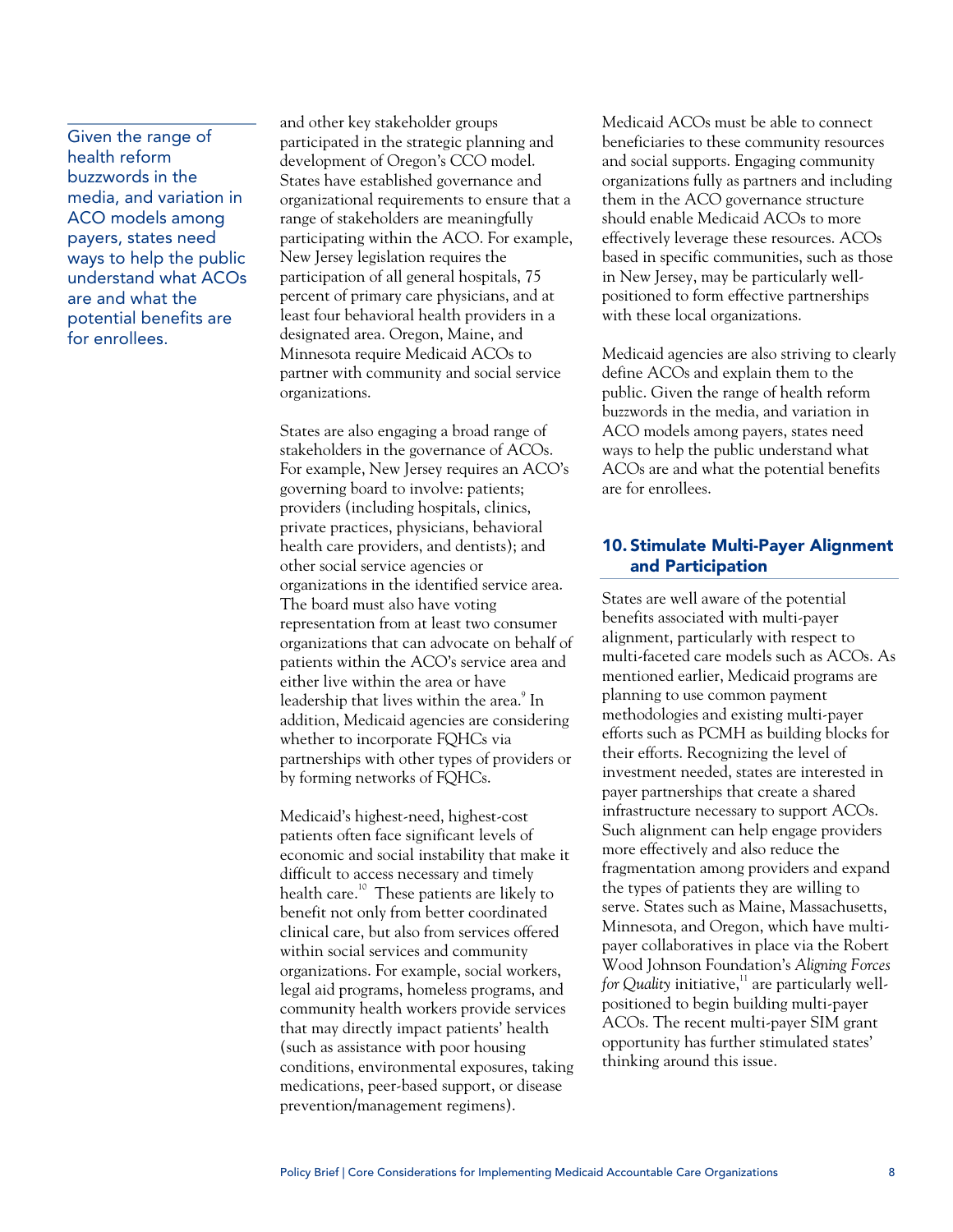and other key stakeholder groups participated in the strategic planning and development of Oregon's CCO model. States have established governance and organizational requirements to ensure that a range of stakeholders are meaningfully participating within the ACO. For example, New Jersey legislation requires the participation of all general hospitals, 75 percent of primary care physicians, and at least four behavioral health providers in a designated area. Oregon, Maine, and Minnesota require Medicaid ACOs to partner with community and social service organizations.

States are also engaging a broad range of stakeholders in the governance of ACOs. For example, New Jersey requires an ACO's governing board to involve: patients; providers (including hospitals, clinics, private practices, physicians, behavioral health care providers, and dentists); and other social service agencies or organizations in the identified service area. The board must also have voting representation from at least two consumer organizations that can advocate on behalf of patients within the ACO's service area and either live within the area or have leadership that lives within the area.[9] In addition, Medicaid agencies are considering whether to incorporate FQHCs via partnerships with other types of providers or by forming networks of FQHCs.

Medicaid's highest-need, highest-cost patients often face significant levels of economic and social instability that make it difficult to access necessary and timely health care.[10] These patients are likely to benefit not only from better coordinated clinical care, but also from services offered within social services and community organizations. For example, social workers, legal aid programs, homeless programs, and community health workers provide services that may directly impact patients' health (such as assistance with poor housing conditions, environmental exposures, taking medications, peer-based support, or disease prevention/management regimens).

Medicaid ACOs must be able to connect beneficiaries to these community resources and social supports. Engaging community organizations fully as partners and including them in the ACO governance structure should enable Medicaid ACOs to more effectively leverage these resources. ACOs based in specific communities, such as those in New Jersey, may be particularly well-positioned to form effective partnerships with these local organizations.

Medicaid agencies are also striving to clearly define ACOs and explain them to the public. Given the range of health reform buzzwords in the media, and variation in ACO models among payers, states need ways to help the public understand what ACOs are and what the potential benefits are for enrollees.

> Given the range of health reform buzzwords in the media, and variation in ACO models among payers, states need ways to help the public understand what ACOs are and what the potential benefits are for enrollees.

## 10. Stimulate Multi-Payer Alignment and Participation

States are well aware of the potential benefits associated with multi-payer alignment, particularly with respect to multi-faceted care models such as ACOs. As mentioned earlier, Medicaid programs are planning to use common payment methodologies and existing multi-payer efforts such as PCMH as building blocks for their efforts. Recognizing the level of investment needed, states are interested in payer partnerships that create a shared infrastructure necessary to support ACOs. Such alignment can help engage providers more effectively and also reduce the fragmentation among providers and expand the types of patients they are willing to serve. States such as Maine, Massachusetts, Minnesota, and Oregon, which have multi-payer collaboratives in place via the Robert Wood Johnson Foundation's *Aligning Forces for Quality* initiative,[11] are particularly well-positioned to begin building multi-payer ACOs. The recent multi-payer SIM grant opportunity has further stimulated states' thinking around this issue.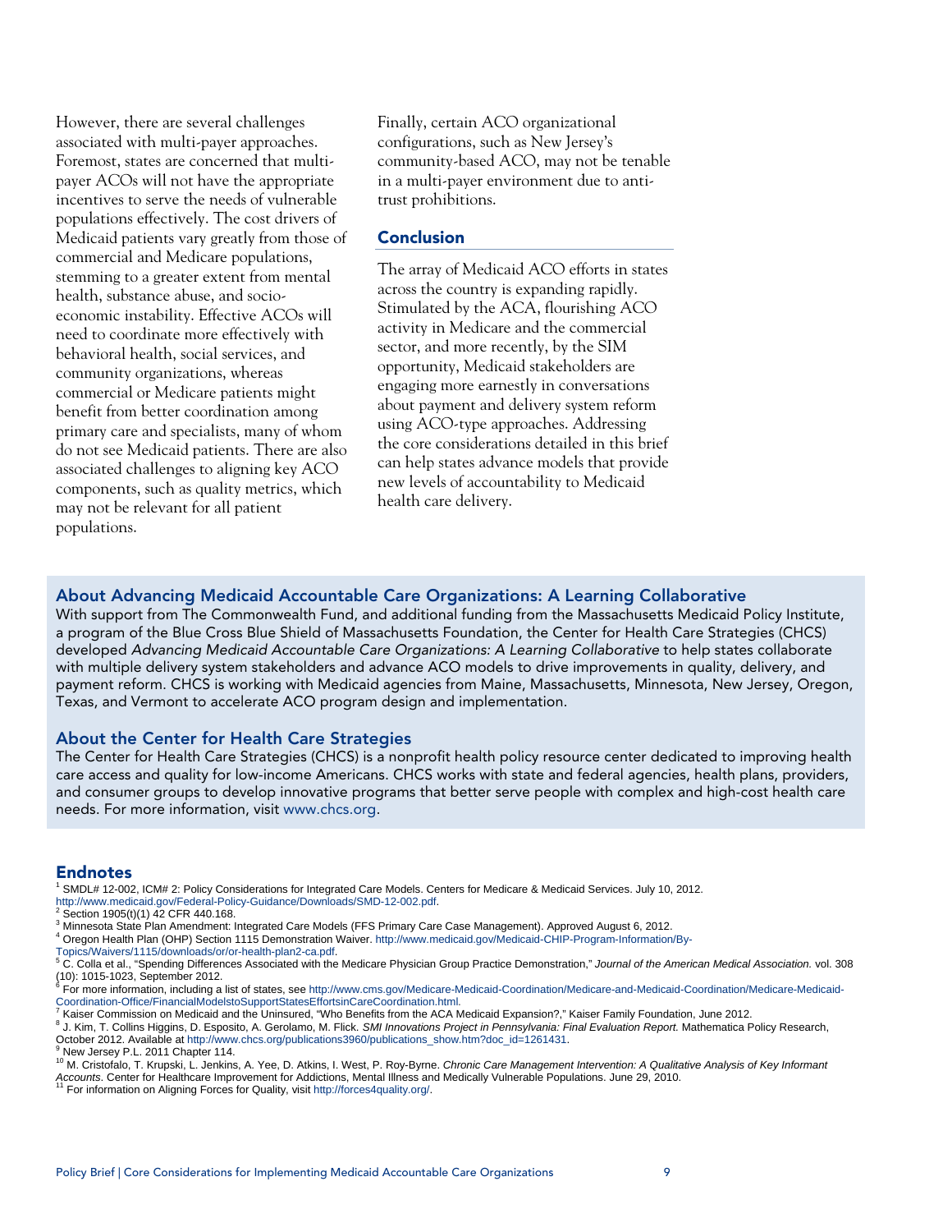However, there are several challenges associated with multi-payer approaches. Foremost, states are concerned that multi-payer ACOs will not have the appropriate incentives to serve the needs of vulnerable populations effectively. The cost drivers of Medicaid patients vary greatly from those of commercial and Medicare populations, stemming to a greater extent from mental health, substance abuse, and socio-economic instability. Effective ACOs will need to coordinate more effectively with behavioral health, social services, and community organizations, whereas commercial or Medicare patients might benefit from better coordination among primary care and specialists, many of whom do not see Medicaid patients. There are also associated challenges to aligning key ACO components, such as quality metrics, which may not be relevant for all patient populations.

Finally, certain ACO organizational configurations, such as New Jersey's community-based ACO, may not be tenable in a multi-payer environment due to anti-trust prohibitions.

## Conclusion

The array of Medicaid ACO efforts in states across the country is expanding rapidly. Stimulated by the ACA, flourishing ACO activity in Medicare and the commercial sector, and more recently, by the SIM opportunity, Medicaid stakeholders are engaging more earnestly in conversations about payment and delivery system reform using ACO-type approaches. Addressing the core considerations detailed in this brief can help states advance models that provide new levels of accountability to Medicaid health care delivery.

## About Advancing Medicaid Accountable Care Organizations: A Learning Collaborative

With support from The Commonwealth Fund, and additional funding from the Massachusetts Medicaid Policy Institute, a program of the Blue Cross Blue Shield of Massachusetts Foundation, the Center for Health Care Strategies (CHCS) developed *Advancing Medicaid Accountable Care Organizations: A Learning Collaborative* to help states collaborate with multiple delivery system stakeholders and advance ACO models to drive improvements in quality, delivery, and payment reform. CHCS is working with Medicaid agencies from Maine, Massachusetts, Minnesota, New Jersey, Oregon, Texas, and Vermont to accelerate ACO program design and implementation.

## About the Center for Health Care Strategies

The Center for Health Care Strategies (CHCS) is a nonprofit health policy resource center dedicated to improving health care access and quality for low-income Americans. CHCS works with state and federal agencies, health plans, providers, and consumer groups to develop innovative programs that better serve people with complex and high-cost health care needs. For more information, visit www.chcs.org.

## Endnotes

[1] SMDL# 12-002, ICM# 2: Policy Considerations for Integrated Care Models. Centers for Medicare & Medicaid Services. July 10, 2012. http://www.medicaid.gov/Federal-Policy-Guidance/Downloads/SMD-12-002.pdf.

[2] Section 1905(t)(1) 42 CFR 440.168.

[3] Minnesota State Plan Amendment: Integrated Care Models (FFS Primary Care Case Management). Approved August 6, 2012.

[4] Oregon Health Plan (OHP) Section 1115 Demonstration Waiver. http://www.medicaid.gov/Medicaid-CHIP-Program-Information/By-Topics/Waivers/1115/downloads/or/or-health-plan2-ca.pdf.

[5] C. Colla et al., "Spending Differences Associated with the Medicare Physician Group Practice Demonstration," *Journal of the American Medical Association.* vol. 308 (10): 1015-1023, September 2012.

[6] For more information, including a list of states, see http://www.cms.gov/Medicare-Medicaid-Coordination/Medicare-and-Medicaid-Coordination/Medicare-Medicaid-Coordination-Office/FinancialModelstoSupportStatesEffortsinCareCoordination.html.

[7] Kaiser Commission on Medicaid and the Uninsured, "Who Benefits from the ACA Medicaid Expansion?," Kaiser Family Foundation, June 2012.

[8] J. Kim, T. Collins Higgins, D. Esposito, A. Gerolamo, M. Flick. *SMI Innovations Project in Pennsylvania: Final Evaluation Report.* Mathematica Policy Research, October 2012. Available at http://www.chcs.org/publications3960/publications_show.htm?doc_id=1261431.

[9] New Jersey P.L. 2011 Chapter 114.

[10] M. Cristofalo, T. Krupski, L. Jenkins, A. Yee, D. Atkins, I. West, P. Roy-Byrne. *Chronic Care Management Intervention: A Qualitative Analysis of Key Informant Accounts*. Center for Healthcare Improvement for Addictions, Mental Illness and Medically Vulnerable Populations. June 29, 2010.

[11] For information on Aligning Forces for Quality, visit http://forces4quality.org/.